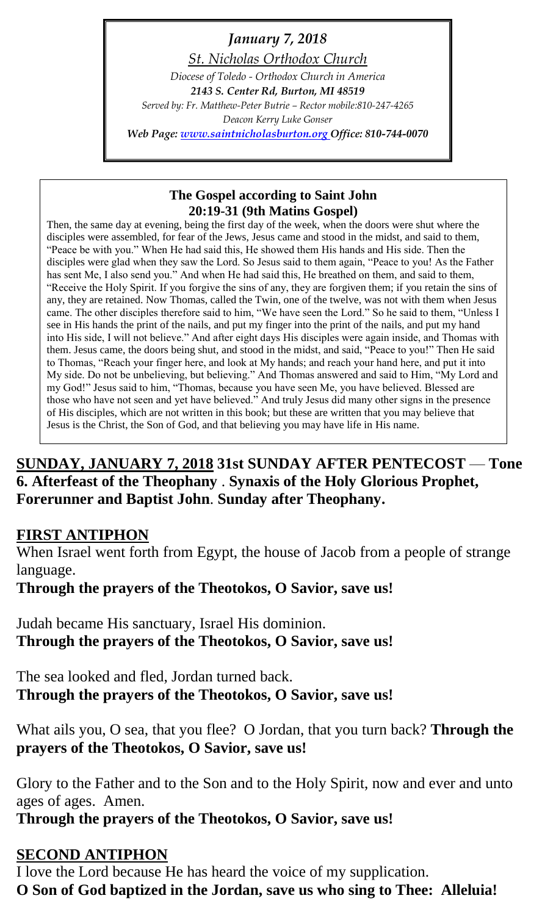*January 7, 2018*

*St. Nicholas Orthodox Church*

*Diocese of Toledo - Orthodox Church in America*

***2143 S. Center Rd, Burton, MI 48519***

*Served by: Fr. Matthew-Peter Butrie – Rector mobile:810-247-4265*

*Deacon Kerry Luke Gonser*

***Web Page: www.saintnicholasburton.org Office: 810-744-0070***

**The Gospel according to Saint John**
**20:19-31 (9th Matins Gospel)**

Then, the same day at evening, being the first day of the week, when the doors were shut where the disciples were assembled, for fear of the Jews, Jesus came and stood in the midst, and said to them, "Peace be with you." When He had said this, He showed them His hands and His side. Then the disciples were glad when they saw the Lord. So Jesus said to them again, "Peace to you! As the Father has sent Me, I also send you." And when He had said this, He breathed on them, and said to them, "Receive the Holy Spirit. If you forgive the sins of any, they are forgiven them; if you retain the sins of any, they are retained. Now Thomas, called the Twin, one of the twelve, was not with them when Jesus came. The other disciples therefore said to him, "We have seen the Lord." So he said to them, "Unless I see in His hands the print of the nails, and put my finger into the print of the nails, and put my hand into His side, I will not believe." And after eight days His disciples were again inside, and Thomas with them. Jesus came, the doors being shut, and stood in the midst, and said, "Peace to you!" Then He said to Thomas, "Reach your finger here, and look at My hands; and reach your hand here, and put it into My side. Do not be unbelieving, but believing." And Thomas answered and said to Him, "My Lord and my God!" Jesus said to him, "Thomas, because you have seen Me, you have believed. Blessed are those who have not seen and yet have believed." And truly Jesus did many other signs in the presence of His disciples, which are not written in this book; but these are written that you may believe that Jesus is the Christ, the Son of God, and that believing you may have life in His name.

**SUNDAY, JANUARY 7, 2018 31st SUNDAY AFTER PENTECOST — Tone 6. Afterfeast of the Theophany . Synaxis of the Holy Glorious Prophet, Forerunner and Baptist John. Sunday after Theophany.**

**FIRST ANTIPHON**

When Israel went forth from Egypt, the house of Jacob from a people of strange language.
**Through the prayers of the Theotokos, O Savior, save us!**

Judah became His sanctuary, Israel His dominion.
**Through the prayers of the Theotokos, O Savior, save us!**

The sea looked and fled, Jordan turned back.
**Through the prayers of the Theotokos, O Savior, save us!**

What ails you, O sea, that you flee? O Jordan, that you turn back? **Through the prayers of the Theotokos, O Savior, save us!**

Glory to the Father and to the Son and to the Holy Spirit, now and ever and unto ages of ages. Amen.
**Through the prayers of the Theotokos, O Savior, save us!**

**SECOND ANTIPHON**

I love the Lord because He has heard the voice of my supplication.
**O Son of God baptized in the Jordan, save us who sing to Thee: Alleluia!**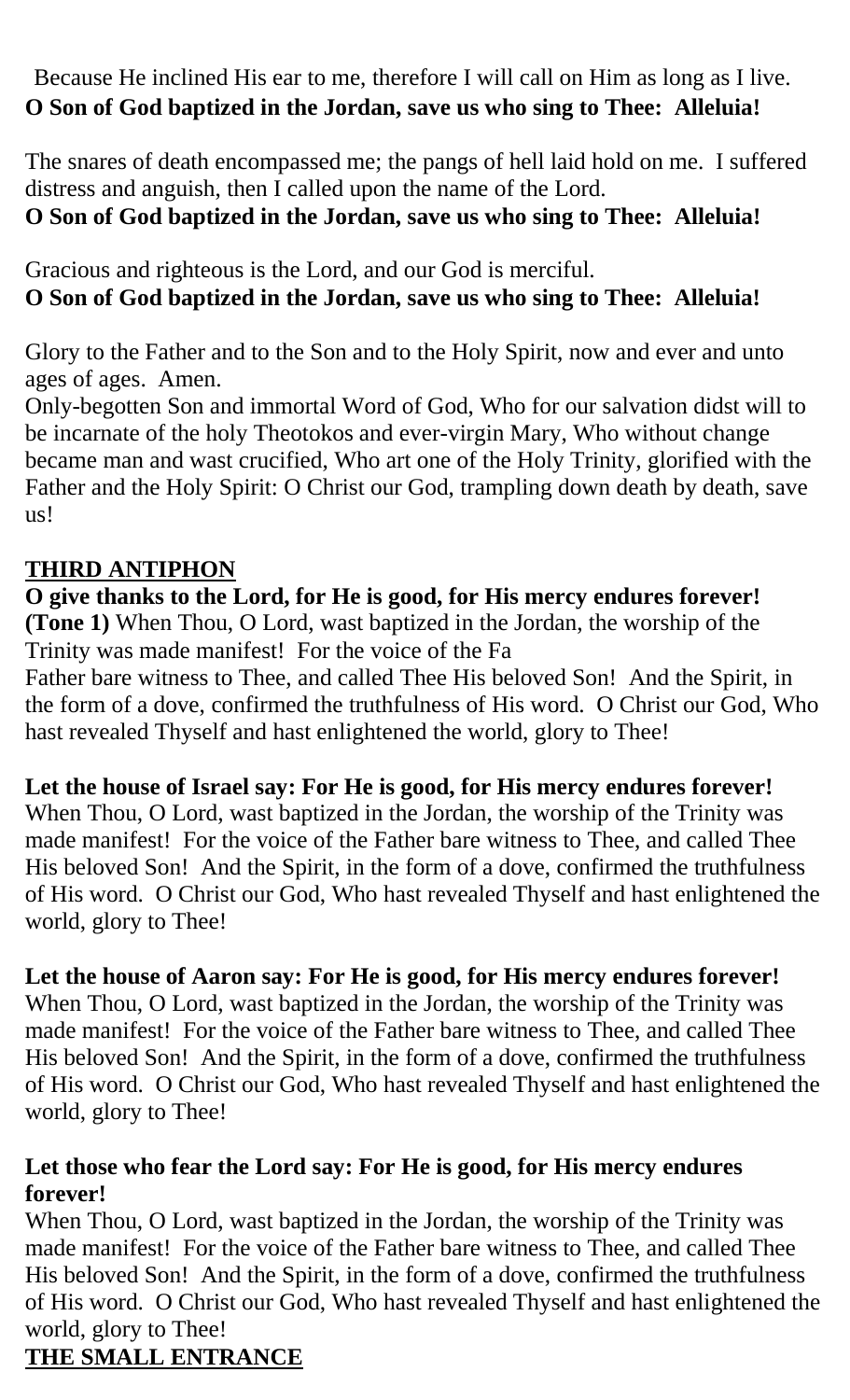Because He inclined His ear to me, therefore I will call on Him as long as I live.
**O Son of God baptized in the Jordan, save us who sing to Thee: Alleluia!**

The snares of death encompassed me; the pangs of hell laid hold on me. I suffered distress and anguish, then I called upon the name of the Lord.
**O Son of God baptized in the Jordan, save us who sing to Thee: Alleluia!**

Gracious and righteous is the Lord, and our God is merciful.
**O Son of God baptized in the Jordan, save us who sing to Thee: Alleluia!**

Glory to the Father and to the Son and to the Holy Spirit, now and ever and unto ages of ages. Amen.
Only-begotten Son and immortal Word of God, Who for our salvation didst will to be incarnate of the holy Theotokos and ever-virgin Mary, Who without change became man and wast crucified, Who art one of the Holy Trinity, glorified with the Father and the Holy Spirit: O Christ our God, trampling down death by death, save us!

## THIRD ANTIPHON

**O give thanks to the Lord, for He is good, for His mercy endures forever!**
**(Tone 1)** When Thou, O Lord, wast baptized in the Jordan, the worship of the Trinity was made manifest! For the voice of the Fa
Father bare witness to Thee, and called Thee His beloved Son! And the Spirit, in the form of a dove, confirmed the truthfulness of His word. O Christ our God, Who hast revealed Thyself and hast enlightened the world, glory to Thee!

**Let the house of Israel say: For He is good, for His mercy endures forever!**
When Thou, O Lord, wast baptized in the Jordan, the worship of the Trinity was made manifest! For the voice of the Father bare witness to Thee, and called Thee His beloved Son! And the Spirit, in the form of a dove, confirmed the truthfulness of His word. O Christ our God, Who hast revealed Thyself and hast enlightened the world, glory to Thee!

**Let the house of Aaron say: For He is good, for His mercy endures forever!**
When Thou, O Lord, wast baptized in the Jordan, the worship of the Trinity was made manifest! For the voice of the Father bare witness to Thee, and called Thee His beloved Son! And the Spirit, in the form of a dove, confirmed the truthfulness of His word. O Christ our God, Who hast revealed Thyself and hast enlightened the world, glory to Thee!

**Let those who fear the Lord say: For He is good, for His mercy endures forever!**
When Thou, O Lord, wast baptized in the Jordan, the worship of the Trinity was made manifest! For the voice of the Father bare witness to Thee, and called Thee His beloved Son! And the Spirit, in the form of a dove, confirmed the truthfulness of His word. O Christ our God, Who hast revealed Thyself and hast enlightened the world, glory to Thee!

## THE SMALL ENTRANCE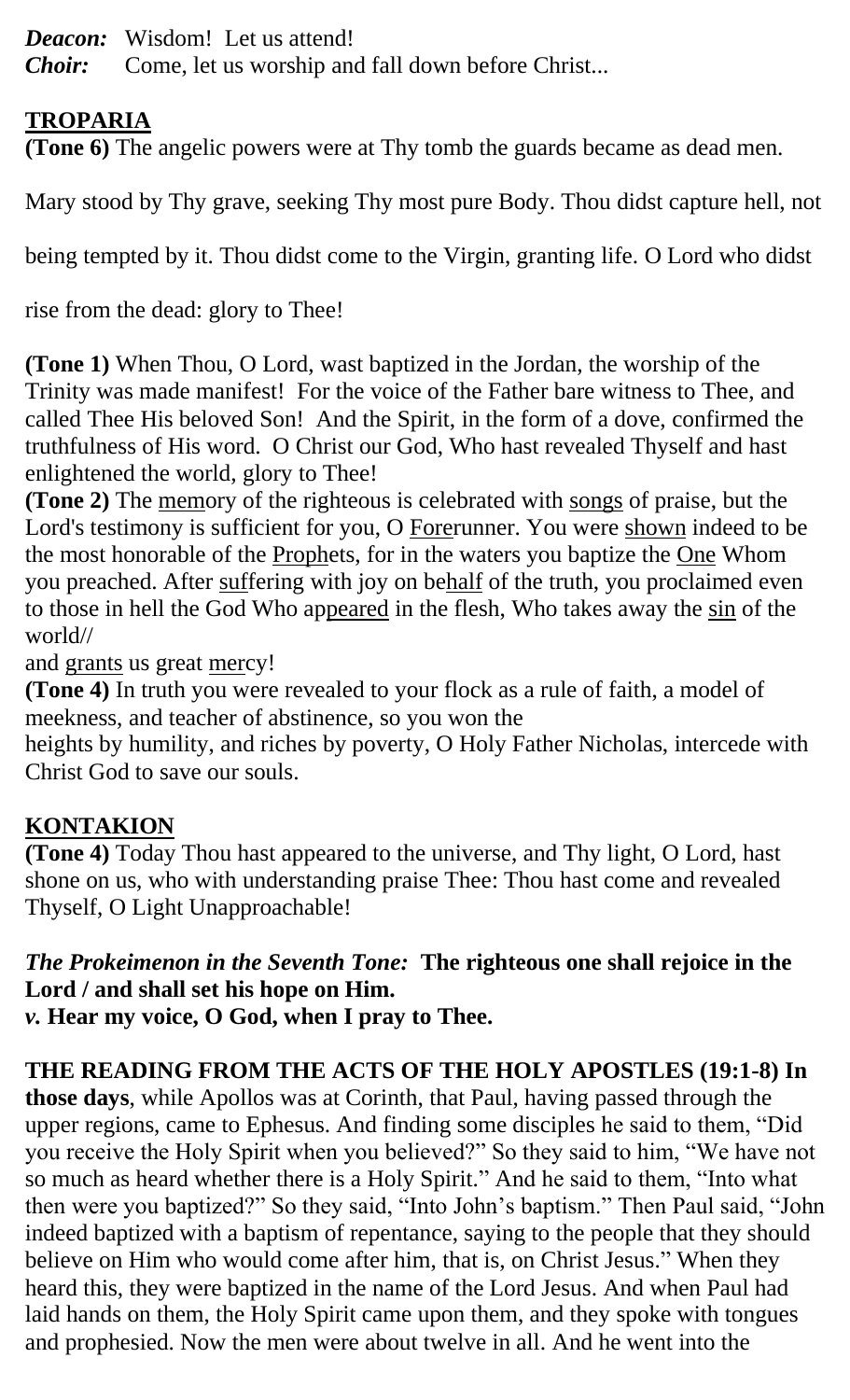***Deacon:*** Wisdom! Let us attend!
***Choir:*** Come, let us worship and fall down before Christ...

## TROPARIA

**(Tone 6)** The angelic powers were at Thy tomb the guards became as dead men. Mary stood by Thy grave, seeking Thy most pure Body. Thou didst capture hell, not being tempted by it. Thou didst come to the Virgin, granting life. O Lord who didst rise from the dead: glory to Thee!

**(Tone 1)** When Thou, O Lord, wast baptized in the Jordan, the worship of the Trinity was made manifest! For the voice of the Father bare witness to Thee, and called Thee His beloved Son! And the Spirit, in the form of a dove, confirmed the truthfulness of His word. O Christ our God, Who hast revealed Thyself and hast enlightened the world, glory to Thee!

**(Tone 2)** The memory of the righteous is celebrated with songs of praise, but the Lord's testimony is sufficient for you, O Forerunner. You were shown indeed to be the most honorable of the Prophets, for in the waters you baptize the One Whom you preached. After suffering with joy on behalf of the truth, you proclaimed even to those in hell the God Who appeared in the flesh, Who takes away the sin of the world//
and grants us great mercy!

**(Tone 4)** In truth you were revealed to your flock as a rule of faith, a model of meekness, and teacher of abstinence, so you won the heights by humility, and riches by poverty, O Holy Father Nicholas, intercede with Christ God to save our souls.

## KONTAKION

**(Tone 4)** Today Thou hast appeared to the universe, and Thy light, O Lord, hast shone on us, who with understanding praise Thee: Thou hast come and revealed Thyself, O Light Unapproachable!

***The Prokeimenon in the Seventh Tone:*** **The righteous one shall rejoice in the Lord / and shall set his hope on Him.**
***v.*** **Hear my voice, O God, when I pray to Thee.**

**THE READING FROM THE ACTS OF THE HOLY APOSTLES (19:1-8) In those days**, while Apollos was at Corinth, that Paul, having passed through the upper regions, came to Ephesus. And finding some disciples he said to them, "Did you receive the Holy Spirit when you believed?" So they said to him, "We have not so much as heard whether there is a Holy Spirit." And he said to them, "Into what then were you baptized?" So they said, "Into John's baptism." Then Paul said, "John indeed baptized with a baptism of repentance, saying to the people that they should believe on Him who would come after him, that is, on Christ Jesus." When they heard this, they were baptized in the name of the Lord Jesus. And when Paul had laid hands on them, the Holy Spirit came upon them, and they spoke with tongues and prophesied. Now the men were about twelve in all. And he went into the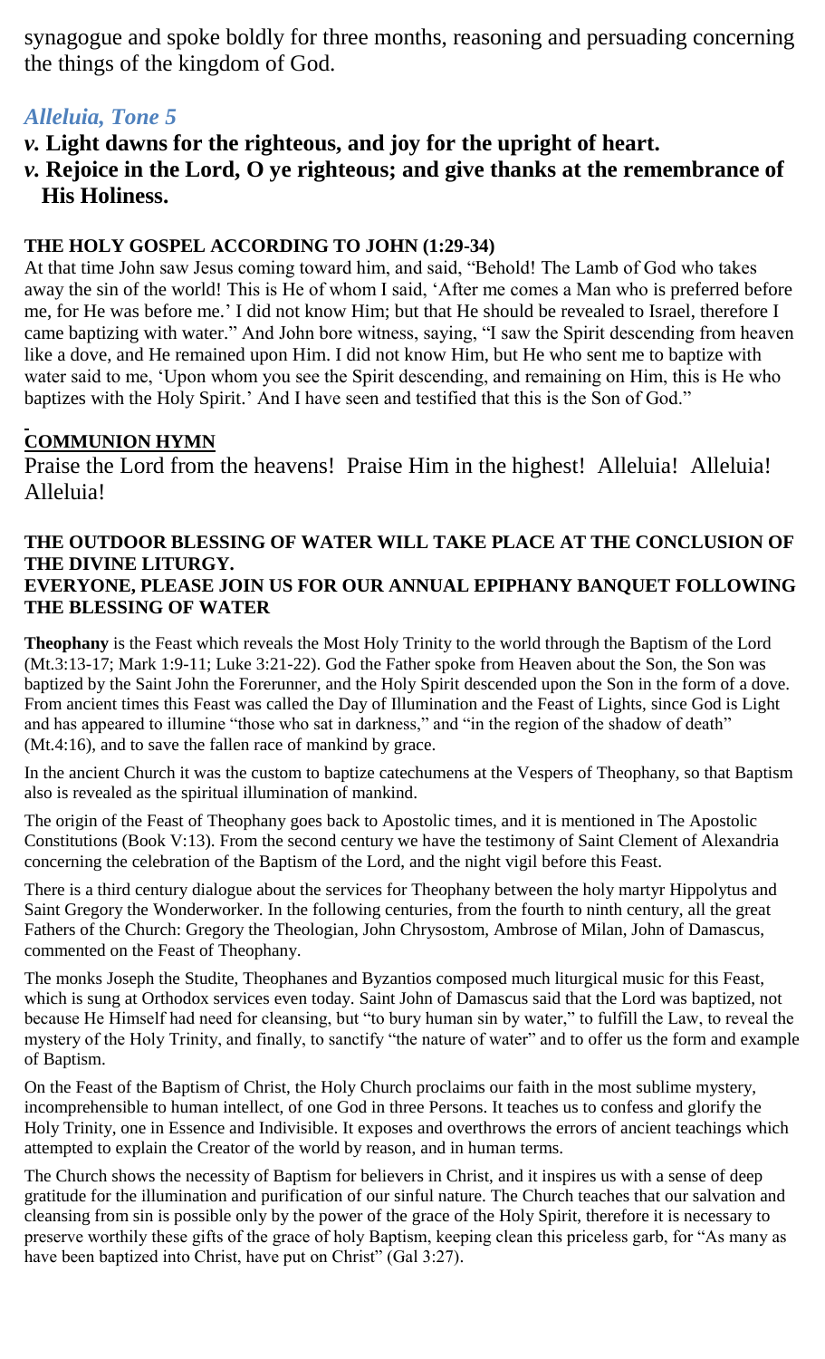synagogue and spoke boldly for three months, reasoning and persuading concerning the things of the kingdom of God.

### *Alleluia, Tone 5*

***v.* Light dawns for the righteous, and joy for the upright of heart.**
***v.* Rejoice in the Lord, O ye righteous; and give thanks at the remembrance of His Holiness.**

**THE HOLY GOSPEL ACCORDING TO JOHN (1:29-34)**

At that time John saw Jesus coming toward him, and said, "Behold! The Lamb of God who takes away the sin of the world! This is He of whom I said, 'After me comes a Man who is preferred before me, for He was before me.' I did not know Him; but that He should be revealed to Israel, therefore I came baptizing with water." And John bore witness, saying, "I saw the Spirit descending from heaven like a dove, and He remained upon Him. I did not know Him, but He who sent me to baptize with water said to me, 'Upon whom you see the Spirit descending, and remaining on Him, this is He who baptizes with the Holy Spirit.' And I have seen and testified that this is the Son of God."

**COMMUNION HYMN**

Praise the Lord from the heavens! Praise Him in the highest! Alleluia! Alleluia! Alleluia!

**THE OUTDOOR BLESSING OF WATER WILL TAKE PLACE AT THE CONCLUSION OF THE DIVINE LITURGY.**
**EVERYONE, PLEASE JOIN US FOR OUR ANNUAL EPIPHANY BANQUET FOLLOWING THE BLESSING OF WATER**

**Theophany** is the Feast which reveals the Most Holy Trinity to the world through the Baptism of the Lord (Mt.3:13-17; Mark 1:9-11; Luke 3:21-22). God the Father spoke from Heaven about the Son, the Son was baptized by the Saint John the Forerunner, and the Holy Spirit descended upon the Son in the form of a dove. From ancient times this Feast was called the Day of Illumination and the Feast of Lights, since God is Light and has appeared to illumine "those who sat in darkness," and "in the region of the shadow of death" (Mt.4:16), and to save the fallen race of mankind by grace.

In the ancient Church it was the custom to baptize catechumens at the Vespers of Theophany, so that Baptism also is revealed as the spiritual illumination of mankind.

The origin of the Feast of Theophany goes back to Apostolic times, and it is mentioned in The Apostolic Constitutions (Book V:13). From the second century we have the testimony of Saint Clement of Alexandria concerning the celebration of the Baptism of the Lord, and the night vigil before this Feast.

There is a third century dialogue about the services for Theophany between the holy martyr Hippolytus and Saint Gregory the Wonderworker. In the following centuries, from the fourth to ninth century, all the great Fathers of the Church: Gregory the Theologian, John Chrysostom, Ambrose of Milan, John of Damascus, commented on the Feast of Theophany.

The monks Joseph the Studite, Theophanes and Byzantios composed much liturgical music for this Feast, which is sung at Orthodox services even today. Saint John of Damascus said that the Lord was baptized, not because He Himself had need for cleansing, but "to bury human sin by water," to fulfill the Law, to reveal the mystery of the Holy Trinity, and finally, to sanctify "the nature of water" and to offer us the form and example of Baptism.

On the Feast of the Baptism of Christ, the Holy Church proclaims our faith in the most sublime mystery, incomprehensible to human intellect, of one God in three Persons. It teaches us to confess and glorify the Holy Trinity, one in Essence and Indivisible. It exposes and overthrows the errors of ancient teachings which attempted to explain the Creator of the world by reason, and in human terms.

The Church shows the necessity of Baptism for believers in Christ, and it inspires us with a sense of deep gratitude for the illumination and purification of our sinful nature. The Church teaches that our salvation and cleansing from sin is possible only by the power of the grace of the Holy Spirit, therefore it is necessary to preserve worthily these gifts of the grace of holy Baptism, keeping clean this priceless garb, for "As many as have been baptized into Christ, have put on Christ" (Gal 3:27).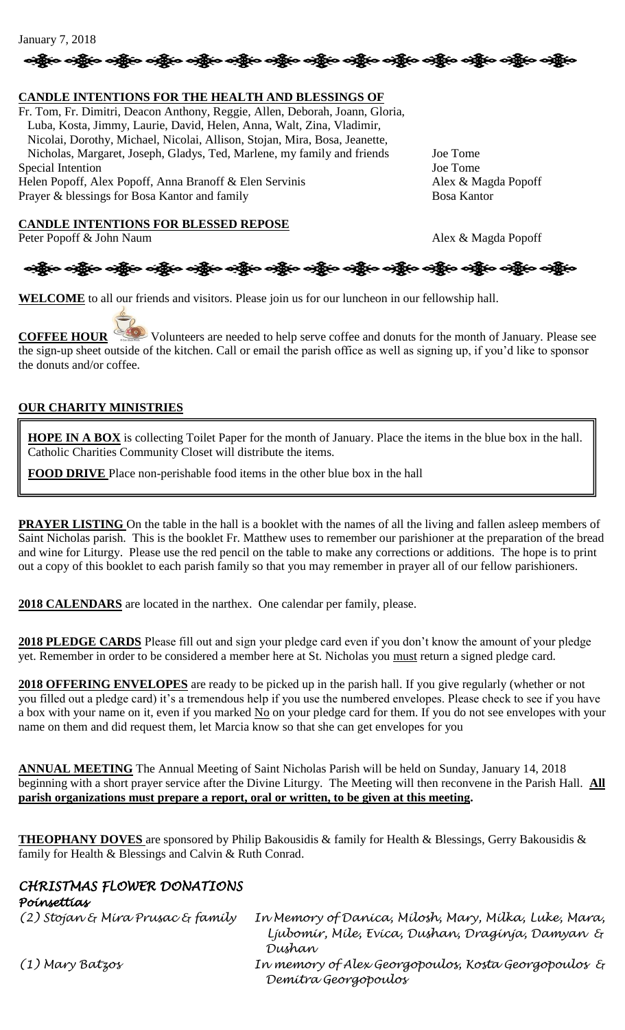January 7, 2018

## CANDLE INTENTIONS FOR THE HEALTH AND BLESSINGS OF

| | |
|---|---|
| Fr. Tom, Fr. Dimitri, Deacon Anthony, Reggie, Allen, Deborah, Joann, Gloria, Luba, Kosta, Jimmy, Laurie, David, Helen, Anna, Walt, Zina, Vladimir, Nicolai, Dorothy, Michael, Nicolai, Allison, Stojan, Mira, Bosa, Jeanette, Nicholas, Margaret, Joseph, Gladys, Ted, Marlene, my family and friends | Joe Tome |
| Special Intention | Joe Tome |
| Helen Popoff, Alex Popoff, Anna Branoff & Elen Servinis | Alex & Magda Popoff |
| Prayer & blessings for Bosa Kantor and family | Bosa Kantor |

## CANDLE INTENTIONS FOR BLESSED REPOSE

| | |
|---|---|
| Peter Popoff & John Naum | Alex & Magda Popoff |

**WELCOME** to all our friends and visitors. Please join us for our luncheon in our fellowship hall.

**COFFEE HOUR** Volunteers are needed to help serve coffee and donuts for the month of January. Please see the sign-up sheet outside of the kitchen. Call or email the parish office as well as signing up, if you'd like to sponsor the donuts and/or coffee.

## OUR CHARITY MINISTRIES

**HOPE IN A BOX** is collecting Toilet Paper for the month of January. Place the items in the blue box in the hall. Catholic Charities Community Closet will distribute the items.

**FOOD DRIVE** Place non-perishable food items in the other blue box in the hall

**PRAYER LISTING** On the table in the hall is a booklet with the names of all the living and fallen asleep members of Saint Nicholas parish. This is the booklet Fr. Matthew uses to remember our parishioner at the preparation of the bread and wine for Liturgy. Please use the red pencil on the table to make any corrections or additions. The hope is to print out a copy of this booklet to each parish family so that you may remember in prayer all of our fellow parishioners.

**2018 CALENDARS** are located in the narthex. One calendar per family, please.

**2018 PLEDGE CARDS** Please fill out and sign your pledge card even if you don't know the amount of your pledge yet. Remember in order to be considered a member here at St. Nicholas you must return a signed pledge card.

**2018 OFFERING ENVELOPES** are ready to be picked up in the parish hall. If you give regularly (whether or not you filled out a pledge card) it's a tremendous help if you use the numbered envelopes. Please check to see if you have a box with your name on it, even if you marked No on your pledge card for them. If you do not see envelopes with your name on them and did request them, let Marcia know so that she can get envelopes for you

**ANNUAL MEETING** The Annual Meeting of Saint Nicholas Parish will be held on Sunday, January 14, 2018 beginning with a short prayer service after the Divine Liturgy. The Meeting will then reconvene in the Parish Hall. **All parish organizations must prepare a report, oral or written, to be given at this meeting.**

**THEOPHANY DOVES** are sponsored by Philip Bakousidis & family for Health & Blessings, Gerry Bakousidis & family for Health & Blessings and Calvin & Ruth Conrad.

## *CHRISTMAS FLOWER DONATIONS*

***Poinsettias***

| | |
|---|---|
| *(2) Stojan & Mira Prusac & family* | *In Memory of Danica, Milosh, Mary, Milka, Luke, Mara, Ljubomir, Mile, Evica, Dushan, Draginja, Damyan & Dushan* |
| *(1) Mary Batzos* | *In memory of Alex Georgopoulos, Kosta Georgopoulos & Demitra Georgopoulos* |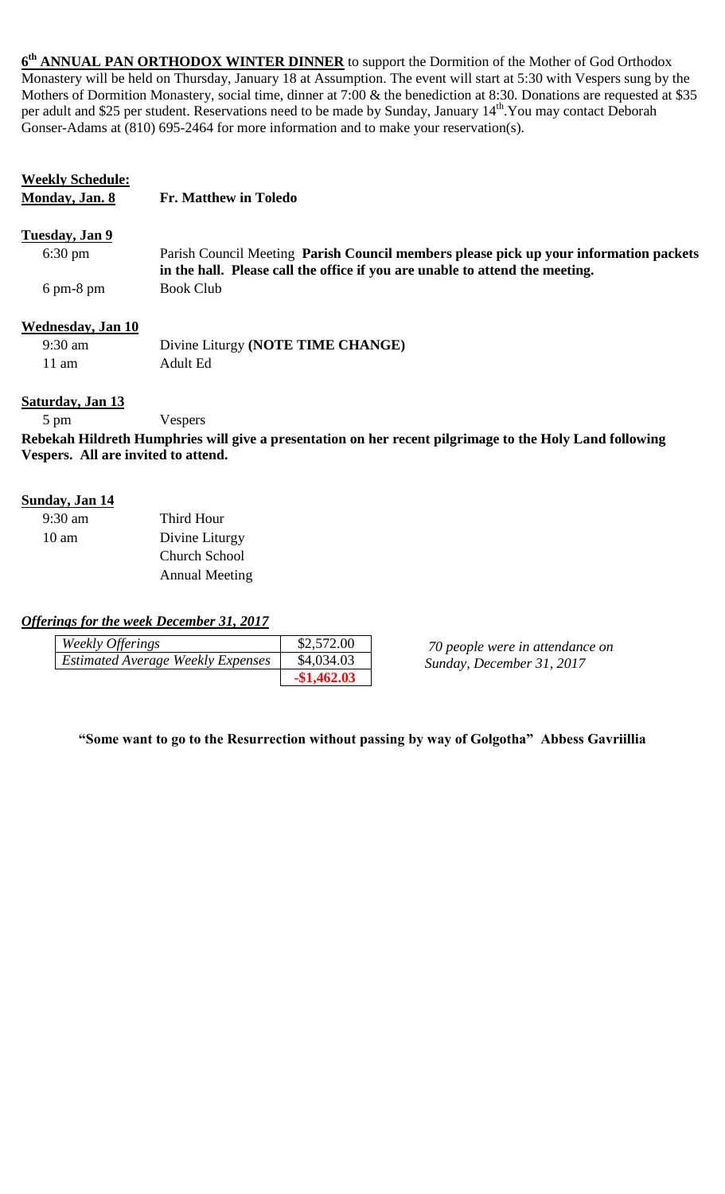**6th ANNUAL PAN ORTHODOX WINTER DINNER** to support the Dormition of the Mother of God Orthodox Monastery will be held on Thursday, January 18 at Assumption. The event will start at 5:30 with Vespers sung by the Mothers of Dormition Monastery, social time, dinner at 7:00 & the benediction at 8:30. Donations are requested at $35 per adult and $25 per student. Reservations need to be made by Sunday, January 14th. You may contact Deborah Gonser-Adams at (810) 695-2464 for more information and to make your reservation(s).

**Weekly Schedule:**

**Monday, Jan. 8** — **Fr. Matthew in Toledo**

**Tuesday, Jan 9**

| | |
|---|---|
| 6:30 pm | Parish Council Meeting **Parish Council members please pick up your information packets in the hall. Please call the office if you are unable to attend the meeting.** |
| 6 pm-8 pm | Book Club |

**Wednesday, Jan 10**

| | |
|---|---|
| 9:30 am | Divine Liturgy **(NOTE TIME CHANGE)** |
| 11 am | Adult Ed |

**Saturday, Jan 13**

| | |
|---|---|
| 5 pm | Vespers |

**Rebekah Hildreth Humphries will give a presentation on her recent pilgrimage to the Holy Land following Vespers. All are invited to attend.**

**Sunday, Jan 14**

| | |
|---|---|
| 9:30 am | Third Hour |
| 10 am | Divine Liturgy |
| | Church School |
| | Annual Meeting |

***Offerings for the week December 31, 2017***

| | |
|---|---|
| *Weekly Offerings* | $2,572.00 |
| *Estimated Average Weekly Expenses* | $4,034.03 |
| | **-$1,462.03** |

*70 people were in attendance on Sunday, December 31, 2017*

**"Some want to go to the Resurrection without passing by way of Golgotha" Abbess Gavriillia**